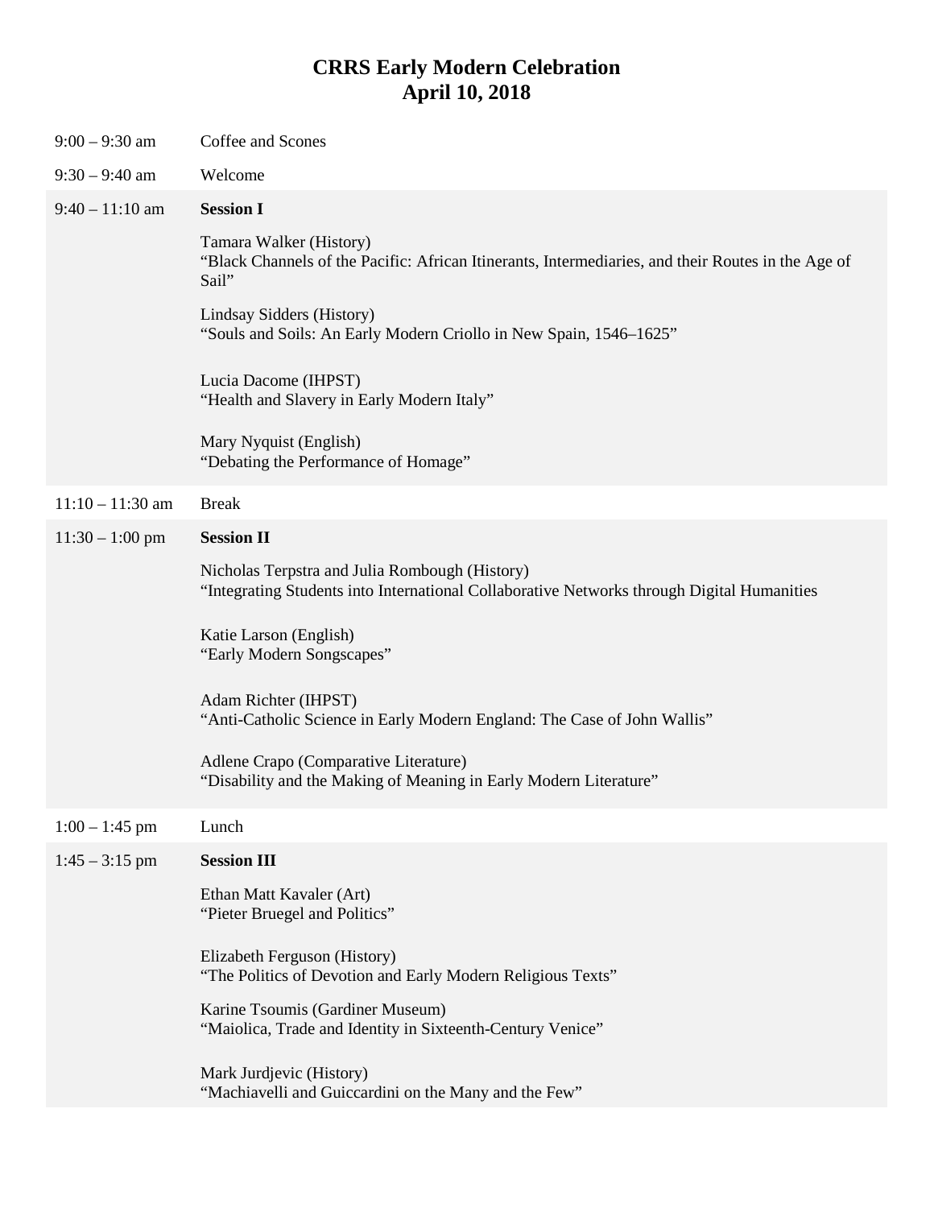# CRRS Early Modern Celebration
# April 10, 2018

| | |
|---|---|
| 9:00 – 9:30 am | Coffee and Scones |
| 9:30 – 9:40 am | Welcome |
| 9:40 – 11:10 am | **Session I** |
| | Tamara Walker (History)<br>“Black Channels of the Pacific: African Itinerants, Intermediaries, and their Routes in the Age of Sail” |
| | Lindsay Sidders (History)<br>“Souls and Soils: An Early Modern Criollo in New Spain, 1546–1625” |
| | Lucia Dacome (IHPST)<br>“Health and Slavery in Early Modern Italy” |
| | Mary Nyquist (English)<br>“Debating the Performance of Homage” |
| 11:10 – 11:30 am | Break |
| 11:30 – 1:00 pm | **Session II** |
| | Nicholas Terpstra and Julia Rombough (History)<br>“Integrating Students into International Collaborative Networks through Digital Humanities |
| | Katie Larson (English)<br>“Early Modern Songscapes” |
| | Adam Richter (IHPST)<br>“Anti-Catholic Science in Early Modern England: The Case of John Wallis” |
| | Adlene Crapo (Comparative Literature)<br>“Disability and the Making of Meaning in Early Modern Literature” |
| 1:00 – 1:45 pm | Lunch |
| 1:45 – 3:15 pm | **Session III** |
| | Ethan Matt Kavaler (Art)<br>“Pieter Bruegel and Politics” |
| | Elizabeth Ferguson (History)<br>“The Politics of Devotion and Early Modern Religious Texts” |
| | Karine Tsoumis (Gardiner Museum)<br>“Maiolica, Trade and Identity in Sixteenth-Century Venice” |
| | Mark Jurdjevic (History)<br>“Machiavelli and Guiccardini on the Many and the Few” |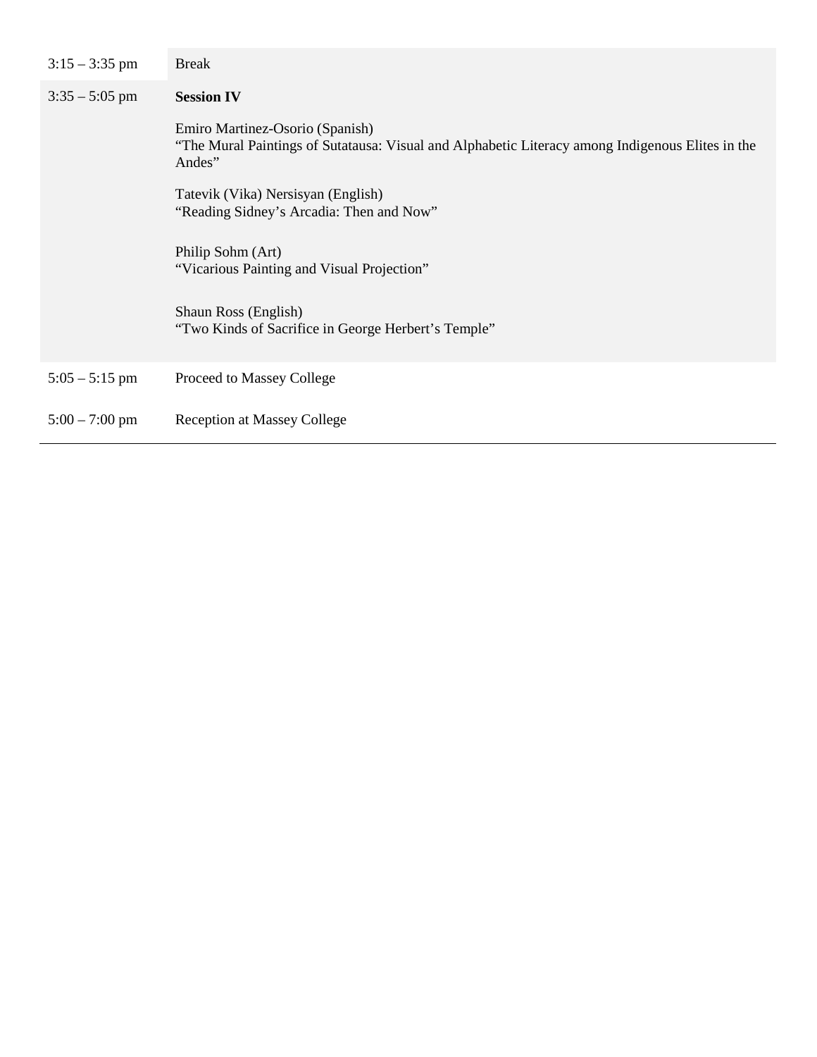| | |
|---|---|
| 3:15 – 3:35 pm | Break |
| 3:35 – 5:05 pm | **Session IV**<br><br>Emiro Martinez-Osorio (Spanish)<br>“The Mural Paintings of Sutatausa: Visual and Alphabetic Literacy among Indigenous Elites in the Andes”<br><br>Tatevik (Vika) Nersisyan (English)<br>“Reading Sidney’s Arcadia: Then and Now”<br><br>Philip Sohm (Art)<br>“Vicarious Painting and Visual Projection”<br><br>Shaun Ross (English)<br>“Two Kinds of Sacrifice in George Herbert’s Temple” |
| 5:05 – 5:15 pm | Proceed to Massey College |
| 5:00 – 7:00 pm | Reception at Massey College |